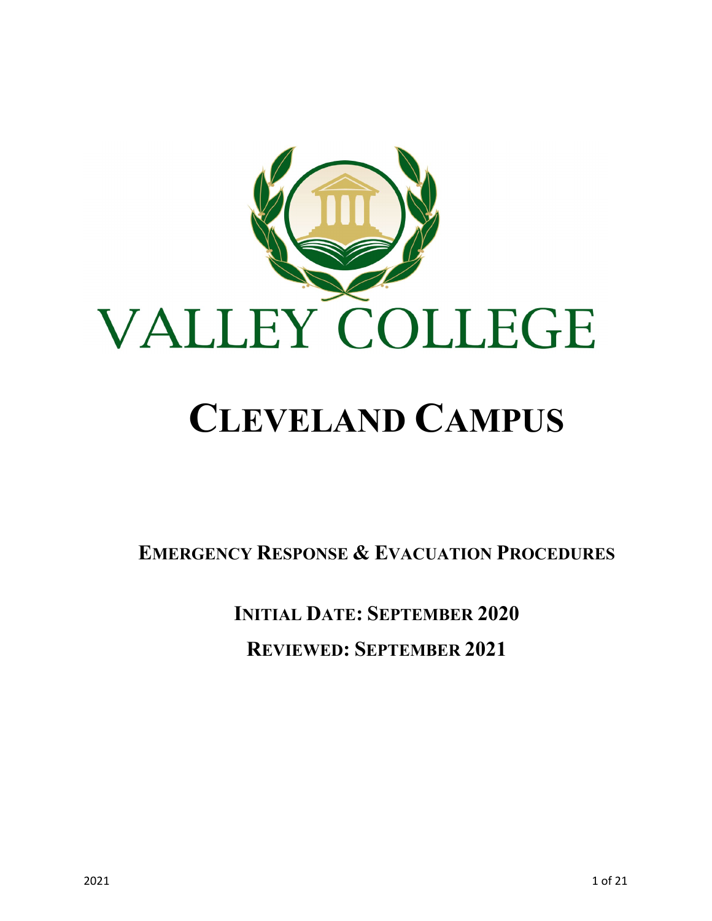# VALLEY COLLEGE

# CLEVELAND CAMPUS

## EMERGENCY RESPONSE & EVACUATION PROCEDURES

**INITIAL DATE: SEPTEMBER 2020**

**REVIEWED: SEPTEMBER 2021**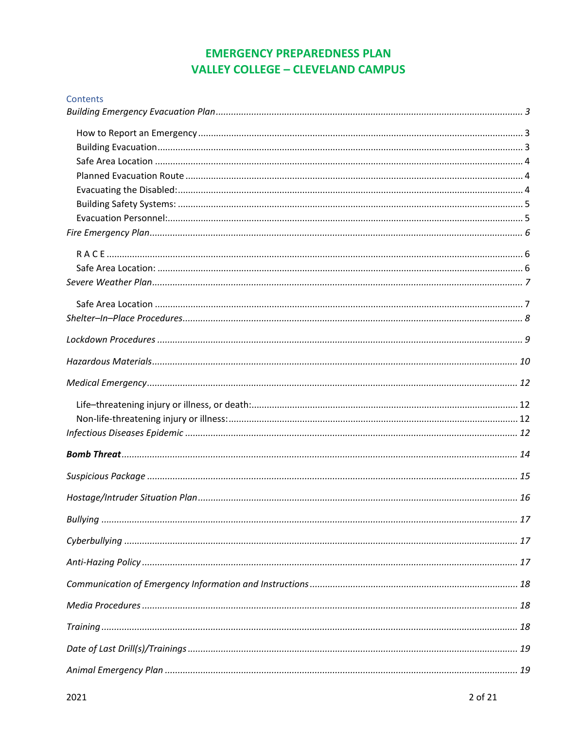# EMERGENCY PREPAREDNESS PLAN
# VALLEY COLLEGE – CLEVELAND CAMPUS

## Contents

*Building Emergency Evacuation Plan* ........ *3*

- How to Report an Emergency ........ 3
- Building Evacuation ........ 3
- Safe Area Location ........ 4
- Planned Evacuation Route ........ 4
- Evacuating the Disabled: ........ 4
- Building Safety Systems: ........ 5
- Evacuation Personnel: ........ 5

*Fire Emergency Plan* ........ *6*

- R A C E ........ 6
- Safe Area Location: ........ 6

*Severe Weather Plan* ........ *7*

- Safe Area Location ........ 7

*Shelter–In–Place Procedures* ........ *8*

*Lockdown Procedures* ........ *9*

*Hazardous Materials* ........ *10*

*Medical Emergency* ........ *12*

- Life–threatening injury or illness, or death: ........ 12
- Non-life-threatening injury or illness: ........ 12

*Infectious Diseases Epidemic* ........ *12*

***Bomb Threat*** ........ *14*

*Suspicious Package* ........ *15*

*Hostage/Intruder Situation Plan* ........ *16*

*Bullying* ........ *17*

*Cyberbullying* ........ *17*

*Anti-Hazing Policy* ........ *17*

*Communication of Emergency Information and Instructions* ........ *18*

*Media Procedures* ........ *18*

*Training* ........ *18*

*Date of Last Drill(s)/Trainings* ........ *19*

*Animal Emergency Plan* ........ *19*

2021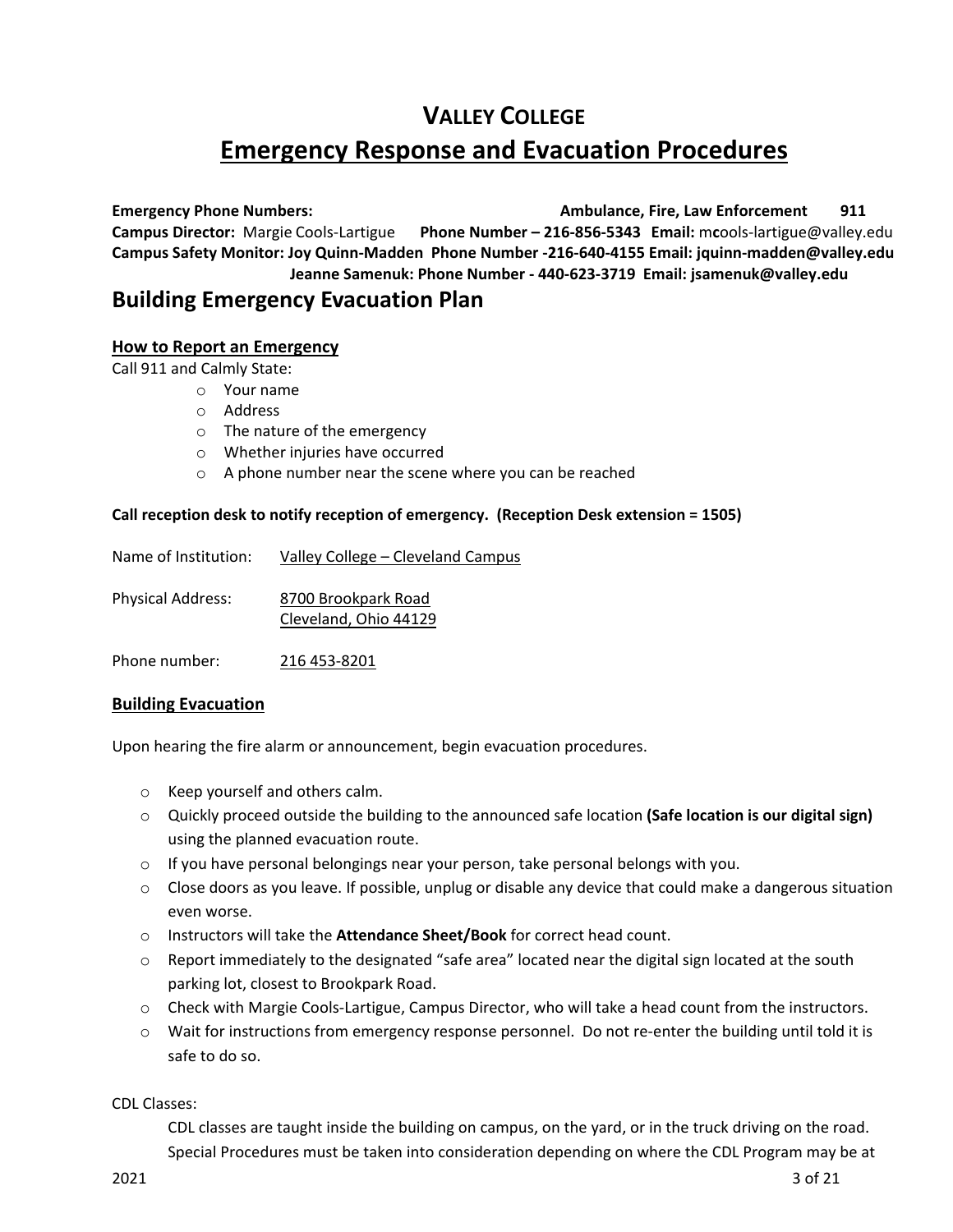# VALLEY COLLEGE

# Emergency Response and Evacuation Procedures

**Emergency Phone Numbers:** **Ambulance, Fire, Law Enforcement 911**

**Campus Director:** Margie Cools-Lartigue **Phone Number – 216-856-5343 Email:** mcools-lartigue@valley.edu

**Campus Safety Monitor: Joy Quinn-Madden Phone Number -216-640-4155 Email: jquinn-madden@valley.edu**

**Jeanne Samenuk: Phone Number - 440-623-3719 Email: jsamenuk@valley.edu**

## Building Emergency Evacuation Plan

### How to Report an Emergency

Call 911 and Calmly State:

- Your name
- Address
- The nature of the emergency
- Whether injuries have occurred
- A phone number near the scene where you can be reached

**Call reception desk to notify reception of emergency. (Reception Desk extension = 1505)**

Name of Institution: Valley College – Cleveland Campus

Physical Address: 8700 Brookpark Road
Cleveland, Ohio 44129

Phone number: 216 453-8201

### Building Evacuation

Upon hearing the fire alarm or announcement, begin evacuation procedures.

- Keep yourself and others calm.
- Quickly proceed outside the building to the announced safe location **(Safe location is our digital sign)** using the planned evacuation route.
- If you have personal belongings near your person, take personal belongs with you.
- Close doors as you leave. If possible, unplug or disable any device that could make a dangerous situation even worse.
- Instructors will take the **Attendance Sheet/Book** for correct head count.
- Report immediately to the designated "safe area" located near the digital sign located at the south parking lot, closest to Brookpark Road.
- Check with Margie Cools-Lartigue, Campus Director, who will take a head count from the instructors.
- Wait for instructions from emergency response personnel. Do not re-enter the building until told it is safe to do so.

CDL Classes:

CDL classes are taught inside the building on campus, on the yard, or in the truck driving on the road. Special Procedures must be taken into consideration depending on where the CDL Program may be at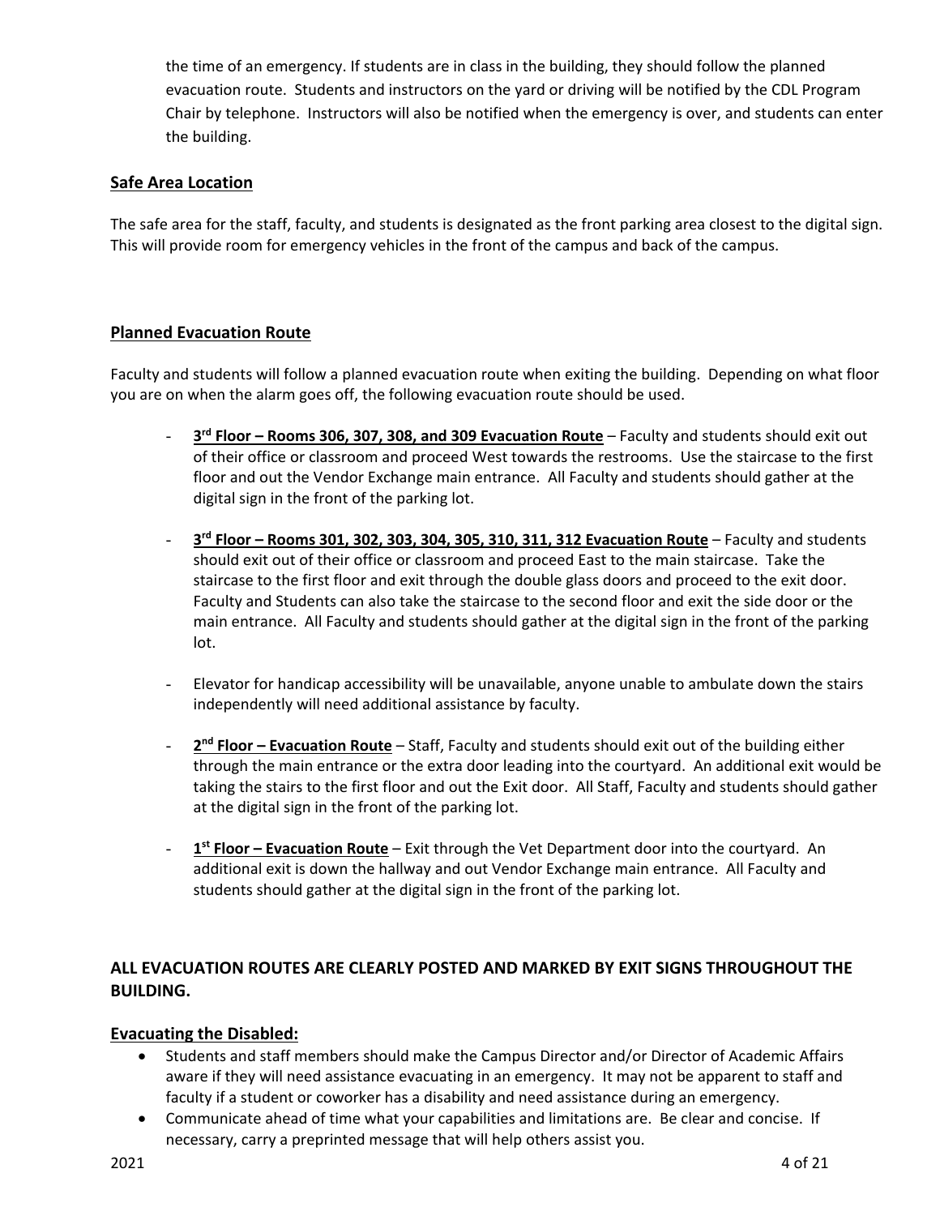the time of an emergency. If students are in class in the building, they should follow the planned evacuation route. Students and instructors on the yard or driving will be notified by the CDL Program Chair by telephone. Instructors will also be notified when the emergency is over, and students can enter the building.

## Safe Area Location

The safe area for the staff, faculty, and students is designated as the front parking area closest to the digital sign. This will provide room for emergency vehicles in the front of the campus and back of the campus.

## Planned Evacuation Route

Faculty and students will follow a planned evacuation route when exiting the building. Depending on what floor you are on when the alarm goes off, the following evacuation route should be used.

- **3rd Floor – Rooms 306, 307, 308, and 309 Evacuation Route** – Faculty and students should exit out of their office or classroom and proceed West towards the restrooms. Use the staircase to the first floor and out the Vendor Exchange main entrance. All Faculty and students should gather at the digital sign in the front of the parking lot.
- **3rd Floor – Rooms 301, 302, 303, 304, 305, 310, 311, 312 Evacuation Route** – Faculty and students should exit out of their office or classroom and proceed East to the main staircase. Take the staircase to the first floor and exit through the double glass doors and proceed to the exit door. Faculty and Students can also take the staircase to the second floor and exit the side door or the main entrance. All Faculty and students should gather at the digital sign in the front of the parking lot.
- Elevator for handicap accessibility will be unavailable, anyone unable to ambulate down the stairs independently will need additional assistance by faculty.
- **2nd Floor – Evacuation Route** – Staff, Faculty and students should exit out of the building either through the main entrance or the extra door leading into the courtyard. An additional exit would be taking the stairs to the first floor and out the Exit door. All Staff, Faculty and students should gather at the digital sign in the front of the parking lot.
- **1st Floor – Evacuation Route** – Exit through the Vet Department door into the courtyard. An additional exit is down the hallway and out Vendor Exchange main entrance. All Faculty and students should gather at the digital sign in the front of the parking lot.

### ALL EVACUATION ROUTES ARE CLEARLY POSTED AND MARKED BY EXIT SIGNS THROUGHOUT THE BUILDING.

## Evacuating the Disabled:

- Students and staff members should make the Campus Director and/or Director of Academic Affairs aware if they will need assistance evacuating in an emergency. It may not be apparent to staff and faculty if a student or coworker has a disability and need assistance during an emergency.
- Communicate ahead of time what your capabilities and limitations are. Be clear and concise. If necessary, carry a preprinted message that will help others assist you.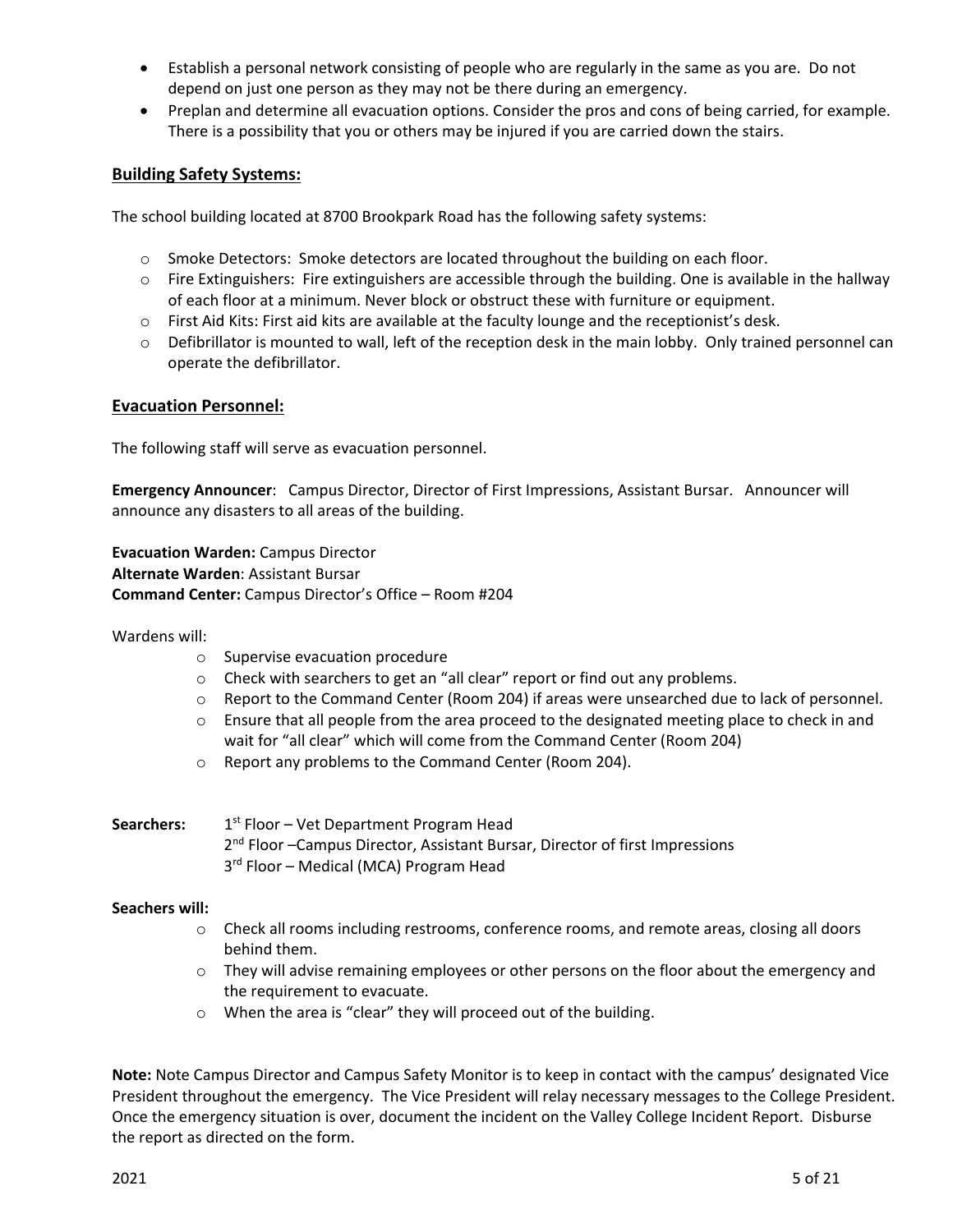- Establish a personal network consisting of people who are regularly in the same as you are. Do not depend on just one person as they may not be there during an emergency.
- Preplan and determine all evacuation options. Consider the pros and cons of being carried, for example. There is a possibility that you or others may be injured if you are carried down the stairs.

## Building Safety Systems:

The school building located at 8700 Brookpark Road has the following safety systems:

- Smoke Detectors: Smoke detectors are located throughout the building on each floor.
- Fire Extinguishers: Fire extinguishers are accessible through the building. One is available in the hallway of each floor at a minimum. Never block or obstruct these with furniture or equipment.
- First Aid Kits: First aid kits are available at the faculty lounge and the receptionist's desk.
- Defibrillator is mounted to wall, left of the reception desk in the main lobby. Only trained personnel can operate the defibrillator.

## Evacuation Personnel:

The following staff will serve as evacuation personnel.

**Emergency Announcer**: Campus Director, Director of First Impressions, Assistant Bursar. Announcer will announce any disasters to all areas of the building.

**Evacuation Warden:** Campus Director
**Alternate Warden**: Assistant Bursar
**Command Center:** Campus Director's Office – Room #204

Wardens will:

- Supervise evacuation procedure
- Check with searchers to get an "all clear" report or find out any problems.
- Report to the Command Center (Room 204) if areas were unsearched due to lack of personnel.
- Ensure that all people from the area proceed to the designated meeting place to check in and wait for "all clear" which will come from the Command Center (Room 204)
- Report any problems to the Command Center (Room 204).

**Searchers:**
1st Floor – Vet Department Program Head
2nd Floor –Campus Director, Assistant Bursar, Director of first Impressions
3rd Floor – Medical (MCA) Program Head

**Seachers will:**

- Check all rooms including restrooms, conference rooms, and remote areas, closing all doors behind them.
- They will advise remaining employees or other persons on the floor about the emergency and the requirement to evacuate.
- When the area is "clear" they will proceed out of the building.

**Note:** Note Campus Director and Campus Safety Monitor is to keep in contact with the campus' designated Vice President throughout the emergency. The Vice President will relay necessary messages to the College President. Once the emergency situation is over, document the incident on the Valley College Incident Report. Disburse the report as directed on the form.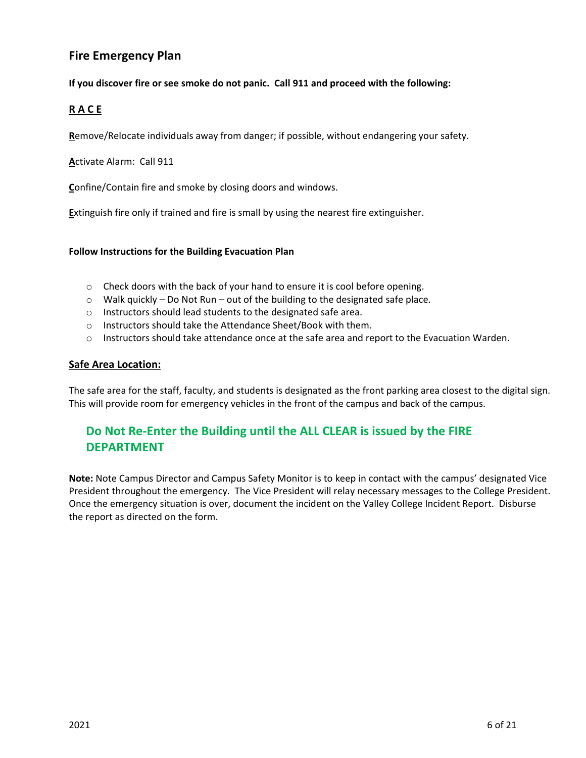## Fire Emergency Plan

**If you discover fire or see smoke do not panic. Call 911 and proceed with the following:**

**R A C E**

**R**emove/Relocate individuals away from danger; if possible, without endangering your safety.

**A**ctivate Alarm: Call 911

**C**onfine/Contain fire and smoke by closing doors and windows.

**E**xtinguish fire only if trained and fire is small by using the nearest fire extinguisher.

**Follow Instructions for the Building Evacuation Plan**

- Check doors with the back of your hand to ensure it is cool before opening.
- Walk quickly – Do Not Run – out of the building to the designated safe place.
- Instructors should lead students to the designated safe area.
- Instructors should take the Attendance Sheet/Book with them.
- Instructors should take attendance once at the safe area and report to the Evacuation Warden.

**Safe Area Location:**

The safe area for the staff, faculty, and students is designated as the front parking area closest to the digital sign. This will provide room for emergency vehicles in the front of the campus and back of the campus.

### Do Not Re-Enter the Building until the ALL CLEAR is issued by the FIRE DEPARTMENT

**Note:** Note Campus Director and Campus Safety Monitor is to keep in contact with the campus' designated Vice President throughout the emergency. The Vice President will relay necessary messages to the College President. Once the emergency situation is over, document the incident on the Valley College Incident Report. Disburse the report as directed on the form.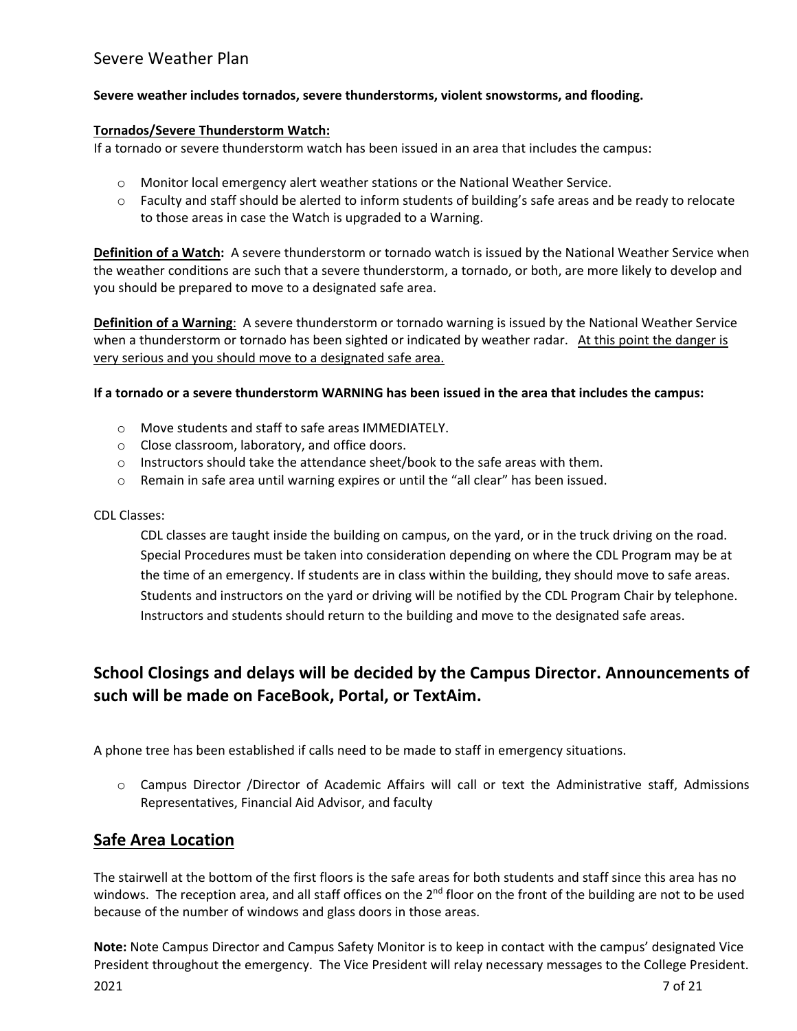# Severe Weather Plan

**Severe weather includes tornados, severe thunderstorms, violent snowstorms, and flooding.**

**Tornados/Severe Thunderstorm Watch:**

If a tornado or severe thunderstorm watch has been issued in an area that includes the campus:

- Monitor local emergency alert weather stations or the National Weather Service.
- Faculty and staff should be alerted to inform students of building's safe areas and be ready to relocate to those areas in case the Watch is upgraded to a Warning.

**Definition of a Watch:** A severe thunderstorm or tornado watch is issued by the National Weather Service when the weather conditions are such that a severe thunderstorm, a tornado, or both, are more likely to develop and you should be prepared to move to a designated safe area.

**Definition of a Warning**: A severe thunderstorm or tornado warning is issued by the National Weather Service when a thunderstorm or tornado has been sighted or indicated by weather radar. At this point the danger is very serious and you should move to a designated safe area.

**If a tornado or a severe thunderstorm WARNING has been issued in the area that includes the campus:**

- Move students and staff to safe areas IMMEDIATELY.
- Close classroom, laboratory, and office doors.
- Instructors should take the attendance sheet/book to the safe areas with them.
- Remain in safe area until warning expires or until the "all clear" has been issued.

CDL Classes:

CDL classes are taught inside the building on campus, on the yard, or in the truck driving on the road. Special Procedures must be taken into consideration depending on where the CDL Program may be at the time of an emergency. If students are in class within the building, they should move to safe areas. Students and instructors on the yard or driving will be notified by the CDL Program Chair by telephone. Instructors and students should return to the building and move to the designated safe areas.

## School Closings and delays will be decided by the Campus Director. Announcements of such will be made on FaceBook, Portal, or TextAim.

A phone tree has been established if calls need to be made to staff in emergency situations.

- Campus Director /Director of Academic Affairs will call or text the Administrative staff, Admissions Representatives, Financial Aid Advisor, and faculty

## Safe Area Location

The stairwell at the bottom of the first floors is the safe areas for both students and staff since this area has no windows. The reception area, and all staff offices on the 2nd floor on the front of the building are not to be used because of the number of windows and glass doors in those areas.

**Note:** Note Campus Director and Campus Safety Monitor is to keep in contact with the campus' designated Vice President throughout the emergency. The Vice President will relay necessary messages to the College President.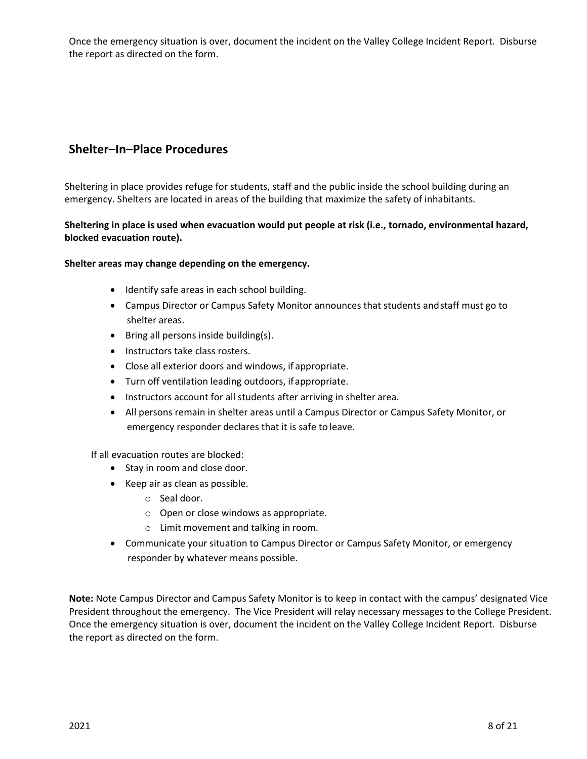Once the emergency situation is over, document the incident on the Valley College Incident Report. Disburse the report as directed on the form.

## Shelter–In–Place Procedures

Sheltering in place provides refuge for students, staff and the public inside the school building during an emergency. Shelters are located in areas of the building that maximize the safety of inhabitants.

**Sheltering in place is used when evacuation would put people at risk (i.e., tornado, environmental hazard, blocked evacuation route).**

**Shelter areas may change depending on the emergency.**

- Identify safe areas in each school building.
- Campus Director or Campus Safety Monitor announces that students and staff must go to shelter areas.
- Bring all persons inside building(s).
- Instructors take class rosters.
- Close all exterior doors and windows, if appropriate.
- Turn off ventilation leading outdoors, if appropriate.
- Instructors account for all students after arriving in shelter area.
- All persons remain in shelter areas until a Campus Director or Campus Safety Monitor, or emergency responder declares that it is safe to leave.

If all evacuation routes are blocked:

- Stay in room and close door.
- Keep air as clean as possible.
  - Seal door.
  - Open or close windows as appropriate.
  - Limit movement and talking in room.
- Communicate your situation to Campus Director or Campus Safety Monitor, or emergency responder by whatever means possible.

**Note:** Note Campus Director and Campus Safety Monitor is to keep in contact with the campus' designated Vice President throughout the emergency. The Vice President will relay necessary messages to the College President. Once the emergency situation is over, document the incident on the Valley College Incident Report. Disburse the report as directed on the form.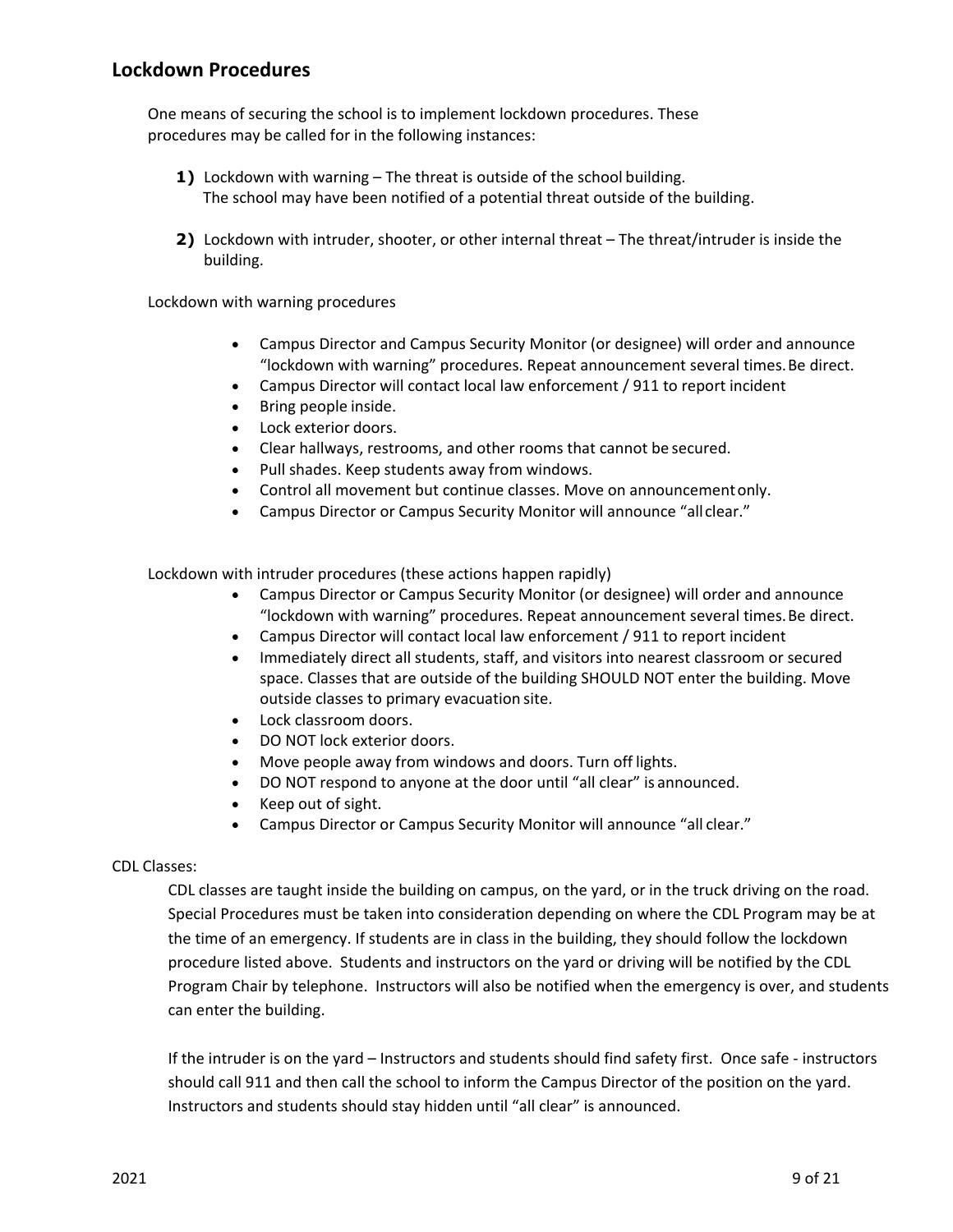## Lockdown Procedures

One means of securing the school is to implement lockdown procedures. These procedures may be called for in the following instances:

1) Lockdown with warning – The threat is outside of the school building. The school may have been notified of a potential threat outside of the building.

2) Lockdown with intruder, shooter, or other internal threat – The threat/intruder is inside the building.

Lockdown with warning procedures

- Campus Director and Campus Security Monitor (or designee) will order and announce "lockdown with warning" procedures. Repeat announcement several times. Be direct.
- Campus Director will contact local law enforcement / 911 to report incident
- Bring people inside.
- Lock exterior doors.
- Clear hallways, restrooms, and other rooms that cannot be secured.
- Pull shades. Keep students away from windows.
- Control all movement but continue classes. Move on announcement only.
- Campus Director or Campus Security Monitor will announce "all clear."

Lockdown with intruder procedures (these actions happen rapidly)

- Campus Director or Campus Security Monitor (or designee) will order and announce "lockdown with warning" procedures. Repeat announcement several times. Be direct.
- Campus Director will contact local law enforcement / 911 to report incident
- Immediately direct all students, staff, and visitors into nearest classroom or secured space. Classes that are outside of the building SHOULD NOT enter the building. Move outside classes to primary evacuation site.
- Lock classroom doors.
- DO NOT lock exterior doors.
- Move people away from windows and doors. Turn off lights.
- DO NOT respond to anyone at the door until "all clear" is announced.
- Keep out of sight.
- Campus Director or Campus Security Monitor will announce "all clear."

CDL Classes:

CDL classes are taught inside the building on campus, on the yard, or in the truck driving on the road. Special Procedures must be taken into consideration depending on where the CDL Program may be at the time of an emergency. If students are in class in the building, they should follow the lockdown procedure listed above. Students and instructors on the yard or driving will be notified by the CDL Program Chair by telephone. Instructors will also be notified when the emergency is over, and students can enter the building.

If the intruder is on the yard – Instructors and students should find safety first. Once safe - instructors should call 911 and then call the school to inform the Campus Director of the position on the yard. Instructors and students should stay hidden until "all clear" is announced.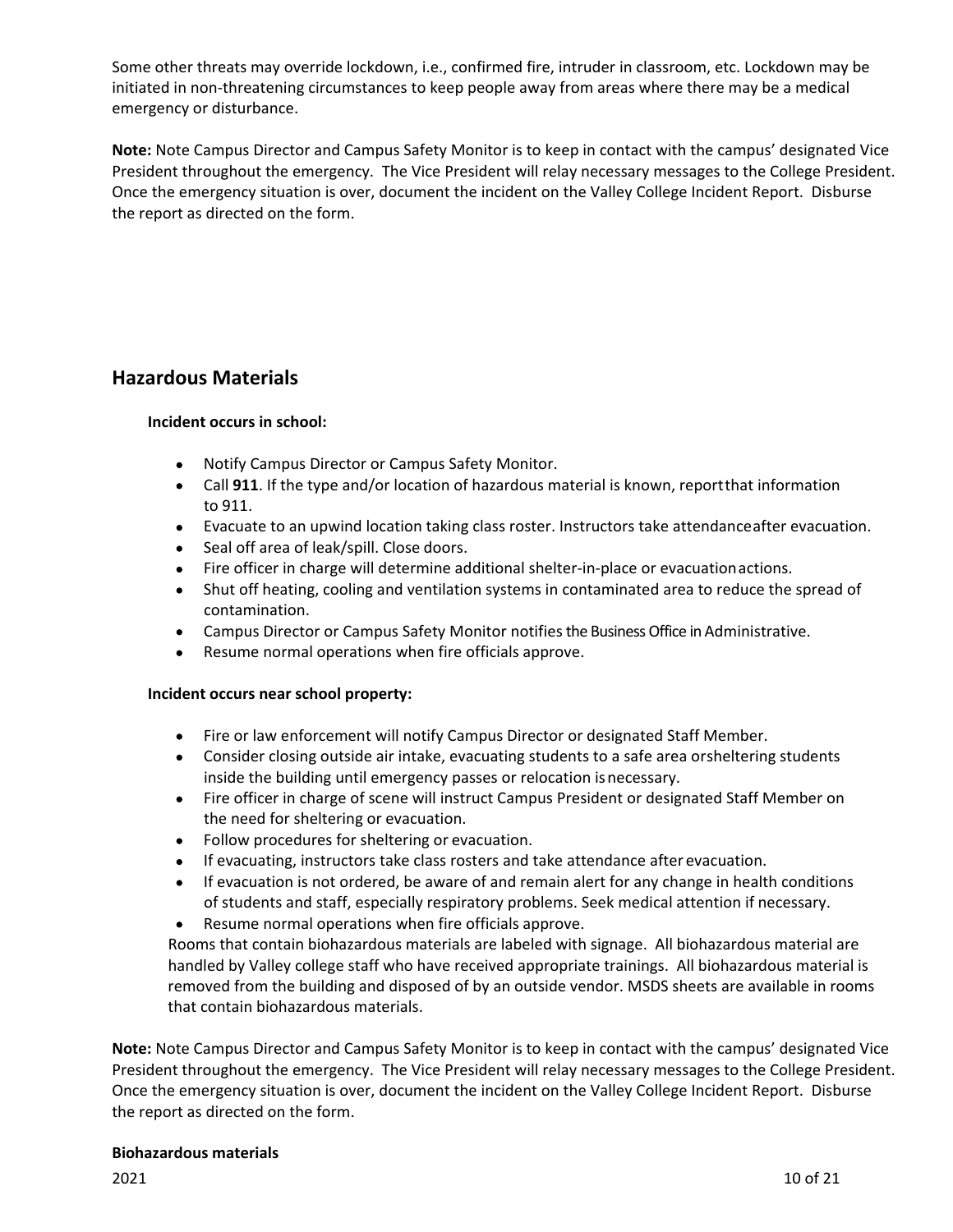Some other threats may override lockdown, i.e., confirmed fire, intruder in classroom, etc. Lockdown may be initiated in non-threatening circumstances to keep people away from areas where there may be a medical emergency or disturbance.

**Note:** Note Campus Director and Campus Safety Monitor is to keep in contact with the campus' designated Vice President throughout the emergency. The Vice President will relay necessary messages to the College President. Once the emergency situation is over, document the incident on the Valley College Incident Report. Disburse the report as directed on the form.

## Hazardous Materials

**Incident occurs in school:**

- Notify Campus Director or Campus Safety Monitor.
- Call **911**. If the type and/or location of hazardous material is known, reportthat information to 911.
- Evacuate to an upwind location taking class roster. Instructors take attendanceafter evacuation.
- Seal off area of leak/spill. Close doors.
- Fire officer in charge will determine additional shelter-in-place or evacuationactions.
- Shut off heating, cooling and ventilation systems in contaminated area to reduce the spread of contamination.
- Campus Director or Campus Safety Monitor notifies the Business Office in Administrative.
- Resume normal operations when fire officials approve.

**Incident occurs near school property:**

- Fire or law enforcement will notify Campus Director or designated Staff Member.
- Consider closing outside air intake, evacuating students to a safe area orsheltering students inside the building until emergency passes or relocation isnecessary.
- Fire officer in charge of scene will instruct Campus President or designated Staff Member on the need for sheltering or evacuation.
- Follow procedures for sheltering or evacuation.
- If evacuating, instructors take class rosters and take attendance after evacuation.
- If evacuation is not ordered, be aware of and remain alert for any change in health conditions of students and staff, especially respiratory problems. Seek medical attention if necessary.
- Resume normal operations when fire officials approve.

Rooms that contain biohazardous materials are labeled with signage. All biohazardous material are handled by Valley college staff who have received appropriate trainings. All biohazardous material is removed from the building and disposed of by an outside vendor. MSDS sheets are available in rooms that contain biohazardous materials.

**Note:** Note Campus Director and Campus Safety Monitor is to keep in contact with the campus' designated Vice President throughout the emergency. The Vice President will relay necessary messages to the College President. Once the emergency situation is over, document the incident on the Valley College Incident Report. Disburse the report as directed on the form.

**Biohazardous materials**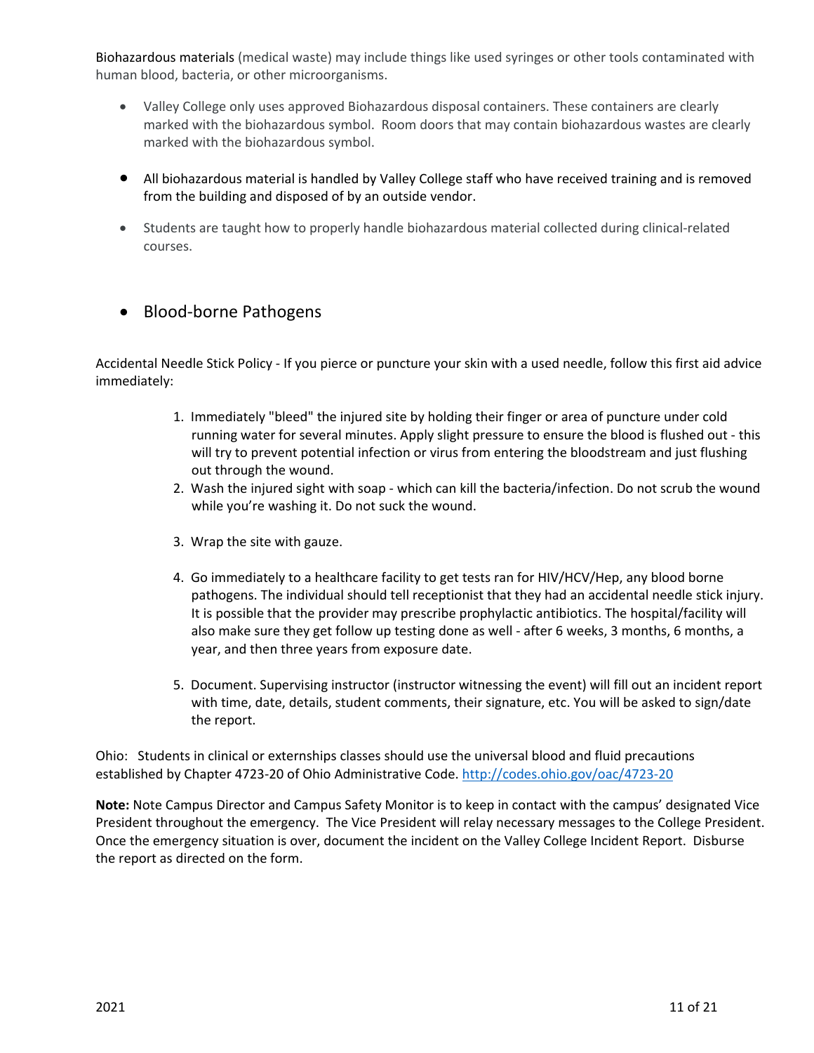Biohazardous materials (medical waste) may include things like used syringes or other tools contaminated with human blood, bacteria, or other microorganisms.

- Valley College only uses approved Biohazardous disposal containers. These containers are clearly marked with the biohazardous symbol. Room doors that may contain biohazardous wastes are clearly marked with the biohazardous symbol.
- All biohazardous material is handled by Valley College staff who have received training and is removed from the building and disposed of by an outside vendor.
- Students are taught how to properly handle biohazardous material collected during clinical-related courses.

- Blood-borne Pathogens

Accidental Needle Stick Policy - If you pierce or puncture your skin with a used needle, follow this first aid advice immediately:

1. Immediately "bleed" the injured site by holding their finger or area of puncture under cold running water for several minutes. Apply slight pressure to ensure the blood is flushed out - this will try to prevent potential infection or virus from entering the bloodstream and just flushing out through the wound.
2. Wash the injured sight with soap - which can kill the bacteria/infection. Do not scrub the wound while you're washing it. Do not suck the wound.
3. Wrap the site with gauze.
4. Go immediately to a healthcare facility to get tests ran for HIV/HCV/Hep, any blood borne pathogens. The individual should tell receptionist that they had an accidental needle stick injury. It is possible that the provider may prescribe prophylactic antibiotics. The hospital/facility will also make sure they get follow up testing done as well - after 6 weeks, 3 months, 6 months, a year, and then three years from exposure date.
5. Document. Supervising instructor (instructor witnessing the event) will fill out an incident report with time, date, details, student comments, their signature, etc. You will be asked to sign/date the report.

Ohio: Students in clinical or externships classes should use the universal blood and fluid precautions established by Chapter 4723-20 of Ohio Administrative Code. [http://codes.ohio.gov/oac/4723-20](http://codes.ohio.gov/oac/4723-20)

**Note:** Note Campus Director and Campus Safety Monitor is to keep in contact with the campus' designated Vice President throughout the emergency. The Vice President will relay necessary messages to the College President. Once the emergency situation is over, document the incident on the Valley College Incident Report. Disburse the report as directed on the form.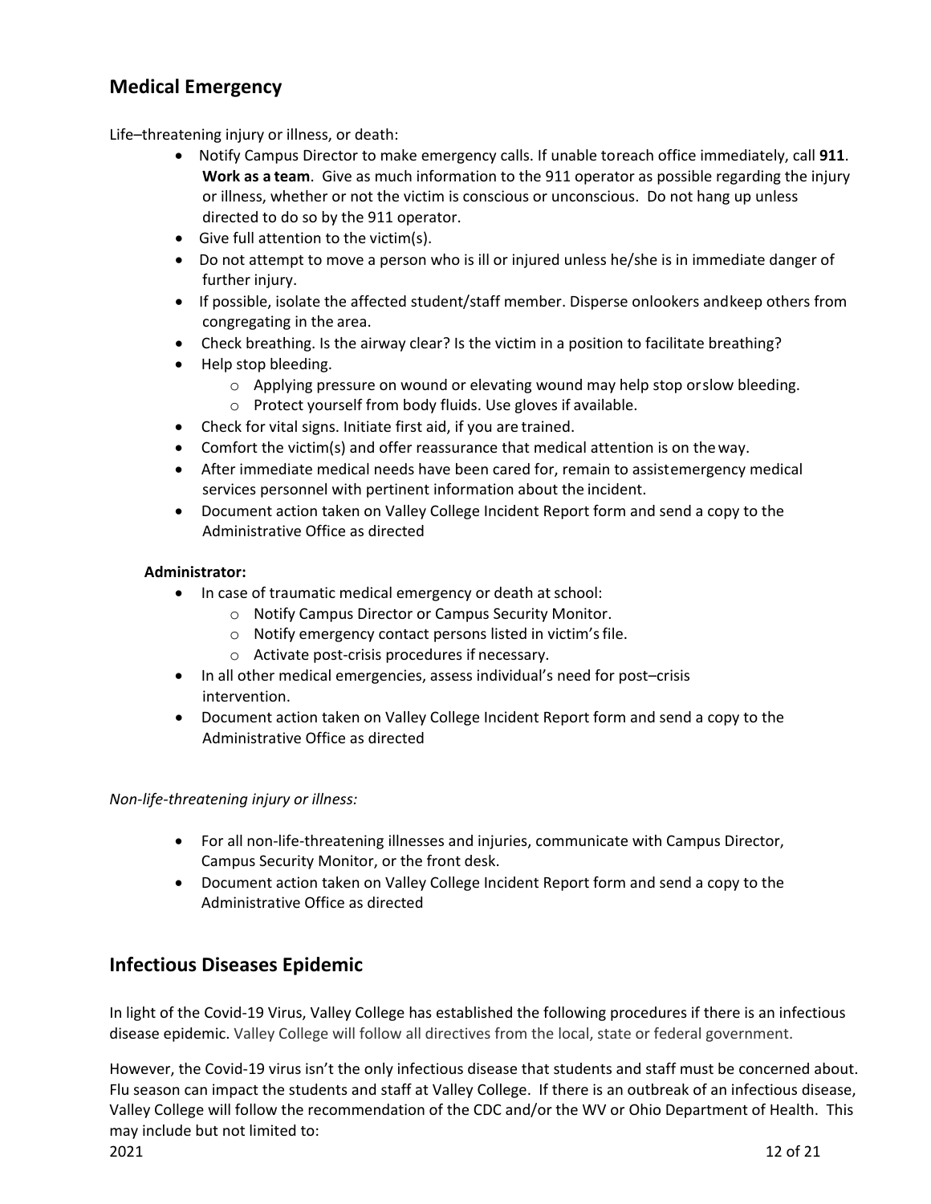## Medical Emergency

Life–threatening injury or illness, or death:

- Notify Campus Director to make emergency calls. If unable toreach office immediately, call **911**. **Work as a team**. Give as much information to the 911 operator as possible regarding the injury or illness, whether or not the victim is conscious or unconscious. Do not hang up unless directed to do so by the 911 operator.
- Give full attention to the victim(s).
- Do not attempt to move a person who is ill or injured unless he/she is in immediate danger of further injury.
- If possible, isolate the affected student/staff member. Disperse onlookers andkeep others from congregating in the area.
- Check breathing. Is the airway clear? Is the victim in a position to facilitate breathing?
- Help stop bleeding.
  - Applying pressure on wound or elevating wound may help stop orslow bleeding.
  - Protect yourself from body fluids. Use gloves if available.
- Check for vital signs. Initiate first aid, if you are trained.
- Comfort the victim(s) and offer reassurance that medical attention is on theway.
- After immediate medical needs have been cared for, remain to assistemergency medical services personnel with pertinent information about the incident.
- Document action taken on Valley College Incident Report form and send a copy to the Administrative Office as directed

**Administrator:**

- In case of traumatic medical emergency or death at school:
  - Notify Campus Director or Campus Security Monitor.
  - Notify emergency contact persons listed in victim's file.
  - Activate post-crisis procedures if necessary.
- In all other medical emergencies, assess individual's need for post–crisis intervention.
- Document action taken on Valley College Incident Report form and send a copy to the Administrative Office as directed

*Non-life-threatening injury or illness:*

- For all non-life-threatening illnesses and injuries, communicate with Campus Director, Campus Security Monitor, or the front desk.
- Document action taken on Valley College Incident Report form and send a copy to the Administrative Office as directed

## Infectious Diseases Epidemic

In light of the Covid-19 Virus, Valley College has established the following procedures if there is an infectious disease epidemic. Valley College will follow all directives from the local, state or federal government.

However, the Covid-19 virus isn't the only infectious disease that students and staff must be concerned about. Flu season can impact the students and staff at Valley College. If there is an outbreak of an infectious disease, Valley College will follow the recommendation of the CDC and/or the WV or Ohio Department of Health. This may include but not limited to: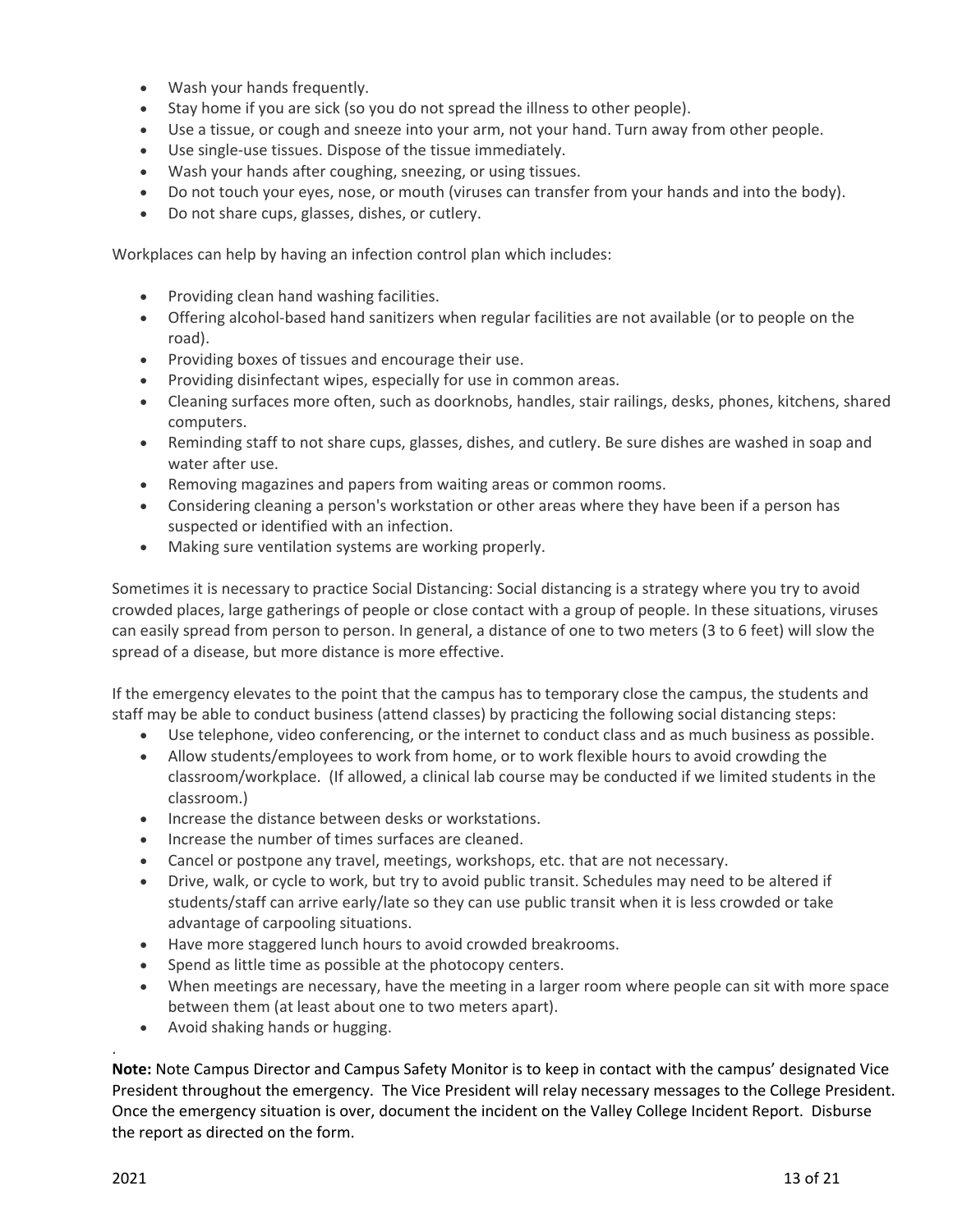- Wash your hands frequently.
- Stay home if you are sick (so you do not spread the illness to other people).
- Use a tissue, or cough and sneeze into your arm, not your hand. Turn away from other people.
- Use single-use tissues. Dispose of the tissue immediately.
- Wash your hands after coughing, sneezing, or using tissues.
- Do not touch your eyes, nose, or mouth (viruses can transfer from your hands and into the body).
- Do not share cups, glasses, dishes, or cutlery.

Workplaces can help by having an infection control plan which includes:

- Providing clean hand washing facilities.
- Offering alcohol-based hand sanitizers when regular facilities are not available (or to people on the road).
- Providing boxes of tissues and encourage their use.
- Providing disinfectant wipes, especially for use in common areas.
- Cleaning surfaces more often, such as doorknobs, handles, stair railings, desks, phones, kitchens, shared computers.
- Reminding staff to not share cups, glasses, dishes, and cutlery. Be sure dishes are washed in soap and water after use.
- Removing magazines and papers from waiting areas or common rooms.
- Considering cleaning a person's workstation or other areas where they have been if a person has suspected or identified with an infection.
- Making sure ventilation systems are working properly.

Sometimes it is necessary to practice Social Distancing: Social distancing is a strategy where you try to avoid crowded places, large gatherings of people or close contact with a group of people. In these situations, viruses can easily spread from person to person. In general, a distance of one to two meters (3 to 6 feet) will slow the spread of a disease, but more distance is more effective.

If the emergency elevates to the point that the campus has to temporary close the campus, the students and staff may be able to conduct business (attend classes) by practicing the following social distancing steps:

- Use telephone, video conferencing, or the internet to conduct class and as much business as possible.
- Allow students/employees to work from home, or to work flexible hours to avoid crowding the classroom/workplace. (If allowed, a clinical lab course may be conducted if we limited students in the classroom.)
- Increase the distance between desks or workstations.
- Increase the number of times surfaces are cleaned.
- Cancel or postpone any travel, meetings, workshops, etc. that are not necessary.
- Drive, walk, or cycle to work, but try to avoid public transit. Schedules may need to be altered if students/staff can arrive early/late so they can use public transit when it is less crowded or take advantage of carpooling situations.
- Have more staggered lunch hours to avoid crowded breakrooms.
- Spend as little time as possible at the photocopy centers.
- When meetings are necessary, have the meeting in a larger room where people can sit with more space between them (at least about one to two meters apart).
- Avoid shaking hands or hugging.

.

**Note:** Note Campus Director and Campus Safety Monitor is to keep in contact with the campus' designated Vice President throughout the emergency. The Vice President will relay necessary messages to the College President. Once the emergency situation is over, document the incident on the Valley College Incident Report. Disburse the report as directed on the form.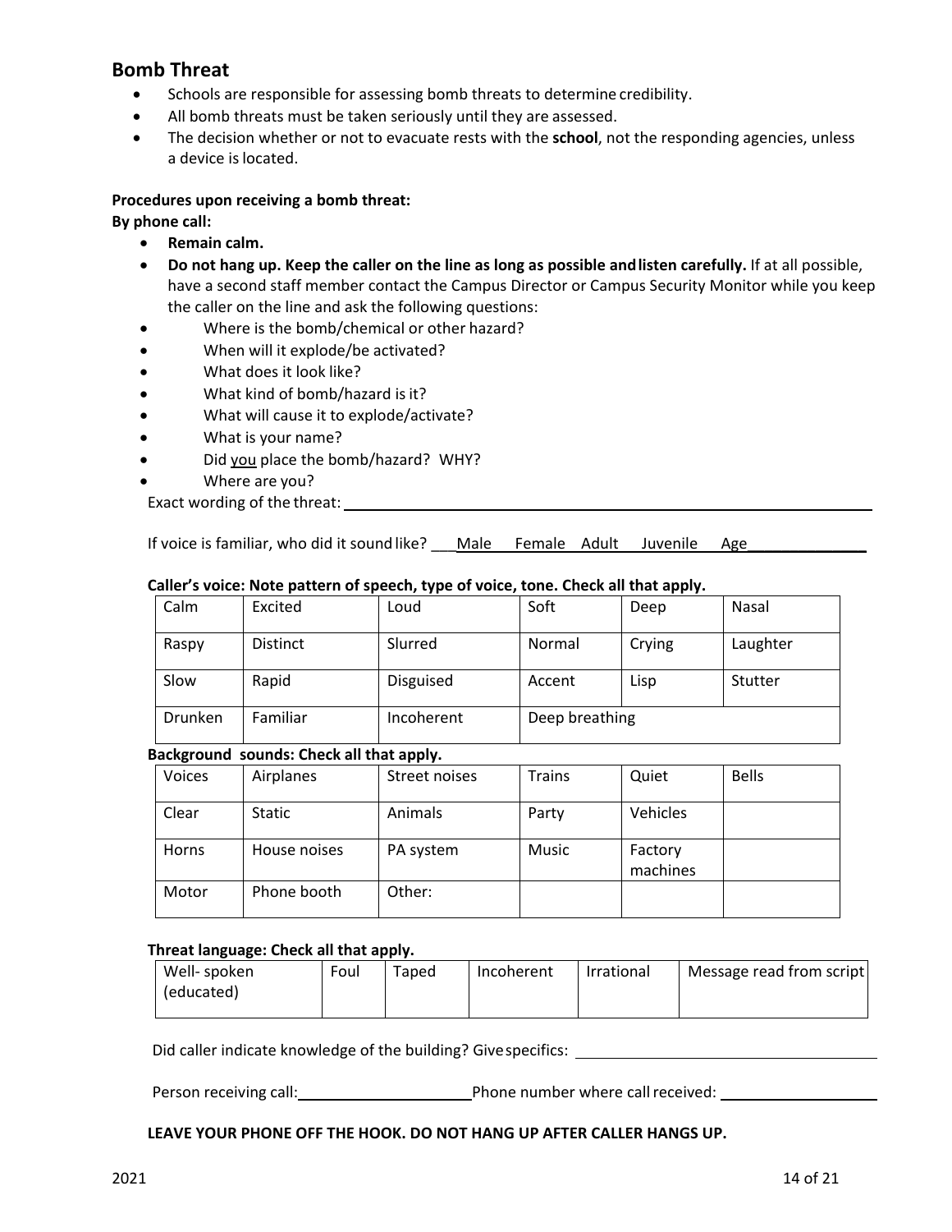## Bomb Threat

- Schools are responsible for assessing bomb threats to determine credibility.
- All bomb threats must be taken seriously until they are assessed.
- The decision whether or not to evacuate rests with the **school**, not the responding agencies, unless a device is located.

**Procedures upon receiving a bomb threat:**

**By phone call:**

- **Remain calm.**
- **Do not hang up. Keep the caller on the line as long as possible and listen carefully.** If at all possible, have a second staff member contact the Campus Director or Campus Security Monitor while you keep the caller on the line and ask the following questions:
- Where is the bomb/chemical or other hazard?
- When will it explode/be activated?
- What does it look like?
- What kind of bomb/hazard is it?
- What will cause it to explode/activate?
- What is your name?
- Did you place the bomb/hazard? WHY?
- Where are you?

Exact wording of the threat: ____________________________________________

If voice is familiar, who did it sound like? ___Male Female Adult Juvenile Age______________

**Caller's voice: Note pattern of speech, type of voice, tone. Check all that apply.**

| Calm | Excited | Loud | Soft | Deep | Nasal |
|---|---|---|---|---|---|
| Raspy | Distinct | Slurred | Normal | Crying | Laughter |
| Slow | Rapid | Disguised | Accent | Lisp | Stutter |
| Drunken | Familiar | Incoherent | Deep breathing | | |

**Background sounds: Check all that apply.**

| Voices | Airplanes | Street noises | Trains | Quiet | Bells |
|---|---|---|---|---|---|
| Clear | Static | Animals | Party | Vehicles | |
| Horns | House noises | PA system | Music | Factory machines | |
| Motor | Phone booth | Other: | | | |

**Threat language: Check all that apply.**

| Well- spoken (educated) | Foul | Taped | Incoherent | Irrational | Message read from script |
|---|---|---|---|---|---|

Did caller indicate knowledge of the building? Give specifics: ______________________________

Person receiving call:____________________ Phone number where call received: ____________________

**LEAVE YOUR PHONE OFF THE HOOK. DO NOT HANG UP AFTER CALLER HANGS UP.**

2021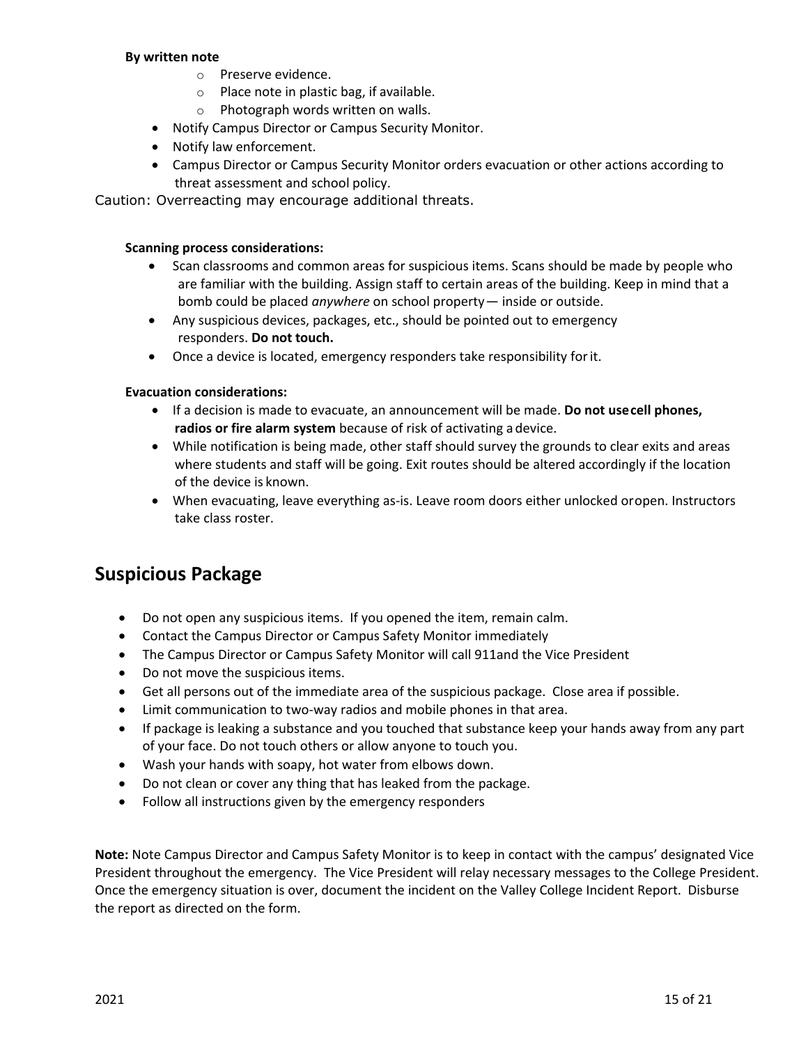**By written note**

- Preserve evidence.
- Place note in plastic bag, if available.
- Photograph words written on walls.

- Notify Campus Director or Campus Security Monitor.
- Notify law enforcement.
- Campus Director or Campus Security Monitor orders evacuation or other actions according to threat assessment and school policy.

Caution: Overreacting may encourage additional threats.

**Scanning process considerations:**

- Scan classrooms and common areas for suspicious items. Scans should be made by people who are familiar with the building. Assign staff to certain areas of the building. Keep in mind that a bomb could be placed *anywhere* on school property— inside or outside.
- Any suspicious devices, packages, etc., should be pointed out to emergency responders. **Do not touch.**
- Once a device is located, emergency responders take responsibility for it.

**Evacuation considerations:**

- If a decision is made to evacuate, an announcement will be made. **Do not use cell phones, radios or fire alarm system** because of risk of activating a device.
- While notification is being made, other staff should survey the grounds to clear exits and areas where students and staff will be going. Exit routes should be altered accordingly if the location of the device is known.
- When evacuating, leave everything as-is. Leave room doors either unlocked or open. Instructors take class roster.

## Suspicious Package

- Do not open any suspicious items. If you opened the item, remain calm.
- Contact the Campus Director or Campus Safety Monitor immediately
- The Campus Director or Campus Safety Monitor will call 911and the Vice President
- Do not move the suspicious items.
- Get all persons out of the immediate area of the suspicious package. Close area if possible.
- Limit communication to two-way radios and mobile phones in that area.
- If package is leaking a substance and you touched that substance keep your hands away from any part of your face. Do not touch others or allow anyone to touch you.
- Wash your hands with soapy, hot water from elbows down.
- Do not clean or cover any thing that has leaked from the package.
- Follow all instructions given by the emergency responders

**Note:** Note Campus Director and Campus Safety Monitor is to keep in contact with the campus' designated Vice President throughout the emergency. The Vice President will relay necessary messages to the College President. Once the emergency situation is over, document the incident on the Valley College Incident Report. Disburse the report as directed on the form.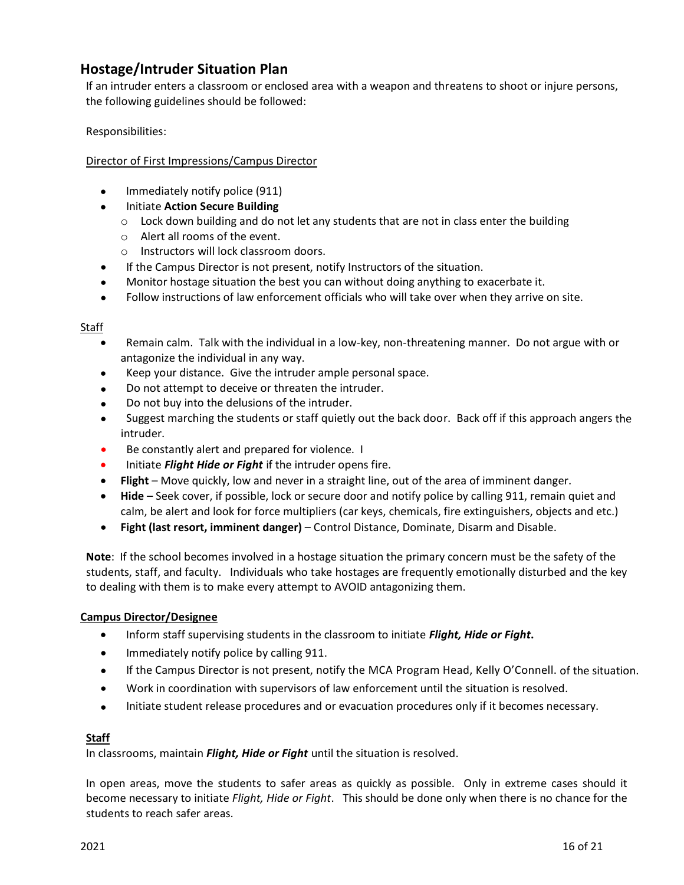## Hostage/Intruder Situation Plan

If an intruder enters a classroom or enclosed area with a weapon and threatens to shoot or injure persons, the following guidelines should be followed:

Responsibilities:

Director of First Impressions/Campus Director

- Immediately notify police (911)
- Initiate **Action Secure Building**
  - Lock down building and do not let any students that are not in class enter the building
  - Alert all rooms of the event.
  - Instructors will lock classroom doors.
- If the Campus Director is not present, notify Instructors of the situation.
- Monitor hostage situation the best you can without doing anything to exacerbate it.
- Follow instructions of law enforcement officials who will take over when they arrive on site.

Staff

- Remain calm. Talk with the individual in a low-key, non-threatening manner. Do not argue with or antagonize the individual in any way.
- Keep your distance. Give the intruder ample personal space.
- Do not attempt to deceive or threaten the intruder.
- Do not buy into the delusions of the intruder.
- Suggest marching the students or staff quietly out the back door. Back off if this approach angers the intruder.
- Be constantly alert and prepared for violence. I
- Initiate ***Flight Hide or Fight*** if the intruder opens fire.
- **Flight** – Move quickly, low and never in a straight line, out of the area of imminent danger.
- **Hide** – Seek cover, if possible, lock or secure door and notify police by calling 911, remain quiet and calm, be alert and look for force multipliers (car keys, chemicals, fire extinguishers, objects and etc.)
- **Fight (last resort, imminent danger)** – Control Distance, Dominate, Disarm and Disable.

**Note**: If the school becomes involved in a hostage situation the primary concern must be the safety of the students, staff, and faculty. Individuals who take hostages are frequently emotionally disturbed and the key to dealing with them is to make every attempt to AVOID antagonizing them.

**Campus Director/Designee**

- Inform staff supervising students in the classroom to initiate ***Flight, Hide or Fight*.**
- Immediately notify police by calling 911.
- If the Campus Director is not present, notify the MCA Program Head, Kelly O'Connell. of the situation.
- Work in coordination with supervisors of law enforcement until the situation is resolved.
- Initiate student release procedures and or evacuation procedures only if it becomes necessary.

**Staff**

In classrooms, maintain ***Flight, Hide or Fight*** until the situation is resolved.

In open areas, move the students to safer areas as quickly as possible. Only in extreme cases should it become necessary to initiate *Flight, Hide or Fight*. This should be done only when there is no chance for the students to reach safer areas.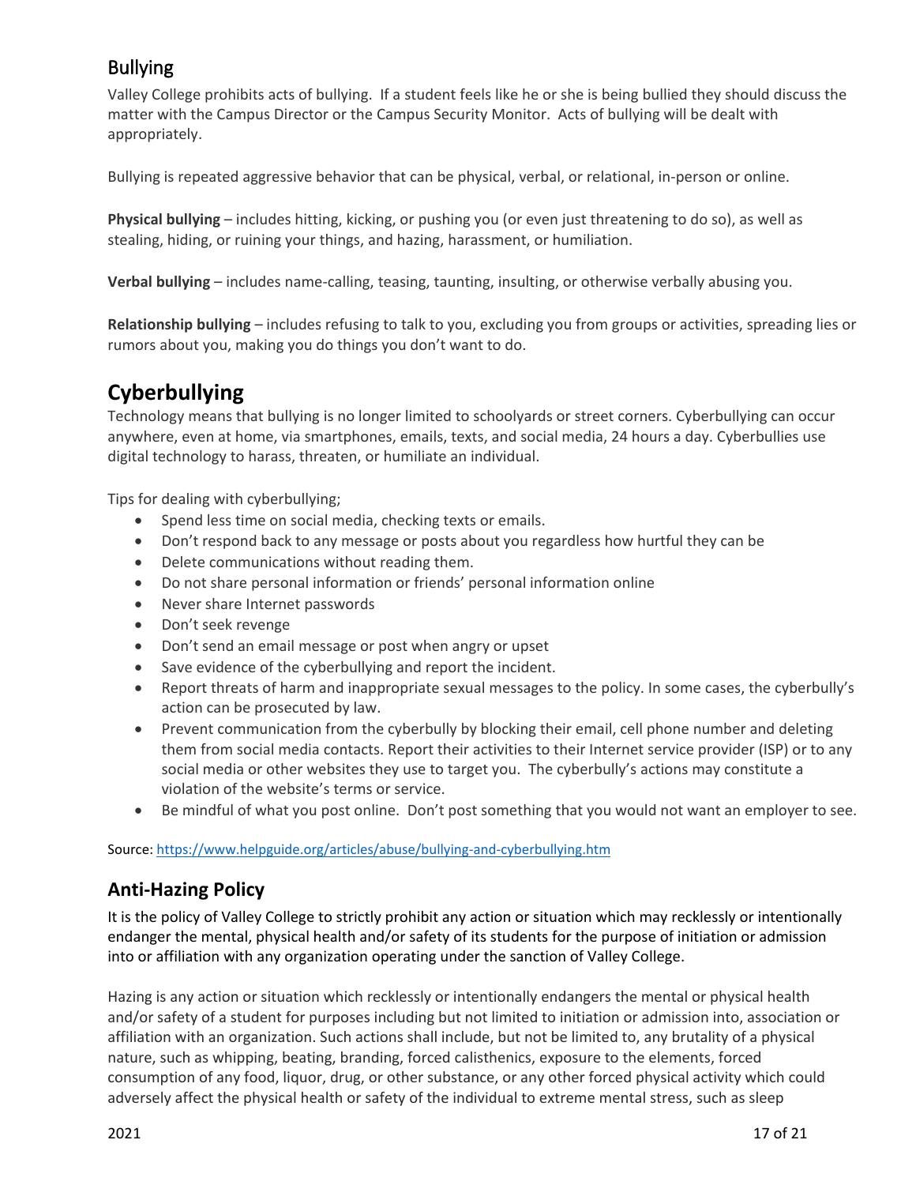## Bullying

Valley College prohibits acts of bullying. If a student feels like he or she is being bullied they should discuss the matter with the Campus Director or the Campus Security Monitor. Acts of bullying will be dealt with appropriately.

Bullying is repeated aggressive behavior that can be physical, verbal, or relational, in-person or online.

**Physical bullying** – includes hitting, kicking, or pushing you (or even just threatening to do so), as well as stealing, hiding, or ruining your things, and hazing, harassment, or humiliation.

**Verbal bullying** – includes name-calling, teasing, taunting, insulting, or otherwise verbally abusing you.

**Relationship bullying** – includes refusing to talk to you, excluding you from groups or activities, spreading lies or rumors about you, making you do things you don't want to do.

# Cyberbullying

Technology means that bullying is no longer limited to schoolyards or street corners. Cyberbullying can occur anywhere, even at home, via smartphones, emails, texts, and social media, 24 hours a day. Cyberbullies use digital technology to harass, threaten, or humiliate an individual.

Tips for dealing with cyberbullying;

- Spend less time on social media, checking texts or emails.
- Don't respond back to any message or posts about you regardless how hurtful they can be
- Delete communications without reading them.
- Do not share personal information or friends' personal information online
- Never share Internet passwords
- Don't seek revenge
- Don't send an email message or post when angry or upset
- Save evidence of the cyberbullying and report the incident.
- Report threats of harm and inappropriate sexual messages to the policy. In some cases, the cyberbully's action can be prosecuted by law.
- Prevent communication from the cyberbully by blocking their email, cell phone number and deleting them from social media contacts. Report their activities to their Internet service provider (ISP) or to any social media or other websites they use to target you. The cyberbully's actions may constitute a violation of the website's terms or service.
- Be mindful of what you post online. Don't post something that you would not want an employer to see.

Source: https://www.helpguide.org/articles/abuse/bullying-and-cyberbullying.htm

## Anti-Hazing Policy

It is the policy of Valley College to strictly prohibit any action or situation which may recklessly or intentionally endanger the mental, physical health and/or safety of its students for the purpose of initiation or admission into or affiliation with any organization operating under the sanction of Valley College.

Hazing is any action or situation which recklessly or intentionally endangers the mental or physical health and/or safety of a student for purposes including but not limited to initiation or admission into, association or affiliation with an organization. Such actions shall include, but not be limited to, any brutality of a physical nature, such as whipping, beating, branding, forced calisthenics, exposure to the elements, forced consumption of any food, liquor, drug, or other substance, or any other forced physical activity which could adversely affect the physical health or safety of the individual to extreme mental stress, such as sleep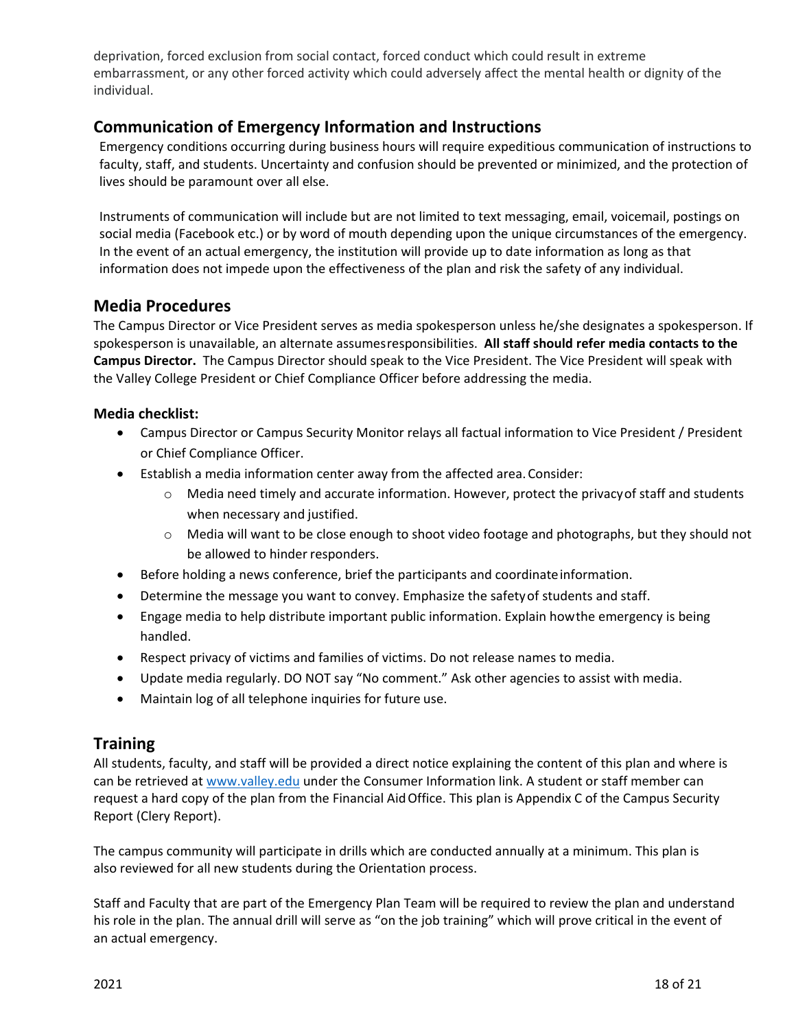deprivation, forced exclusion from social contact, forced conduct which could result in extreme embarrassment, or any other forced activity which could adversely affect the mental health or dignity of the individual.

## Communication of Emergency Information and Instructions

Emergency conditions occurring during business hours will require expeditious communication of instructions to faculty, staff, and students. Uncertainty and confusion should be prevented or minimized, and the protection of lives should be paramount over all else.

Instruments of communication will include but are not limited to text messaging, email, voicemail, postings on social media (Facebook etc.) or by word of mouth depending upon the unique circumstances of the emergency. In the event of an actual emergency, the institution will provide up to date information as long as that information does not impede upon the effectiveness of the plan and risk the safety of any individual.

## Media Procedures

The Campus Director or Vice President serves as media spokesperson unless he/she designates a spokesperson. If spokesperson is unavailable, an alternate assumes responsibilities. **All staff should refer media contacts to the Campus Director.** The Campus Director should speak to the Vice President. The Vice President will speak with the Valley College President or Chief Compliance Officer before addressing the media.

### Media checklist:

- Campus Director or Campus Security Monitor relays all factual information to Vice President / President or Chief Compliance Officer.
- Establish a media information center away from the affected area. Consider:
  - Media need timely and accurate information. However, protect the privacy of staff and students when necessary and justified.
  - Media will want to be close enough to shoot video footage and photographs, but they should not be allowed to hinder responders.
- Before holding a news conference, brief the participants and coordinate information.
- Determine the message you want to convey. Emphasize the safety of students and staff.
- Engage media to help distribute important public information. Explain how the emergency is being handled.
- Respect privacy of victims and families of victims. Do not release names to media.
- Update media regularly. DO NOT say "No comment." Ask other agencies to assist with media.
- Maintain log of all telephone inquiries for future use.

## Training

All students, faculty, and staff will be provided a direct notice explaining the content of this plan and where is can be retrieved at [www.valley.edu](http://www.valley.edu) under the Consumer Information link. A student or staff member can request a hard copy of the plan from the Financial Aid Office. This plan is Appendix C of the Campus Security Report (Clery Report).

The campus community will participate in drills which are conducted annually at a minimum. This plan is also reviewed for all new students during the Orientation process.

Staff and Faculty that are part of the Emergency Plan Team will be required to review the plan and understand his role in the plan. The annual drill will serve as "on the job training" which will prove critical in the event of an actual emergency.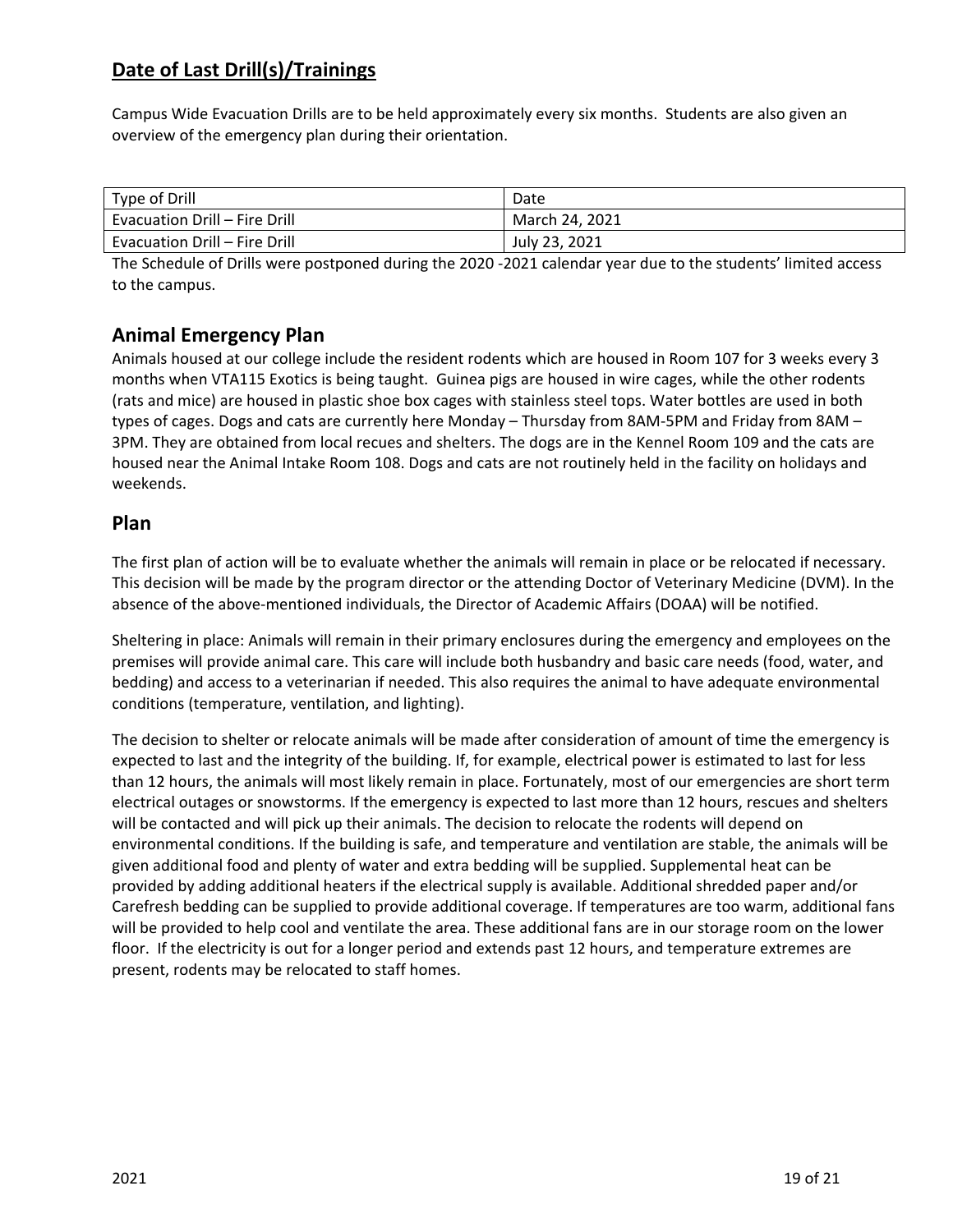## **Date of Last Drill(s)/Trainings**

Campus Wide Evacuation Drills are to be held approximately every six months. Students are also given an overview of the emergency plan during their orientation.

| Type of Drill | Date |
|---|---|
| Evacuation Drill – Fire Drill | March 24, 2021 |
| Evacuation Drill – Fire Drill | July 23, 2021 |

The Schedule of Drills were postponed during the 2020 -2021 calendar year due to the students' limited access to the campus.

## Animal Emergency Plan

Animals housed at our college include the resident rodents which are housed in Room 107 for 3 weeks every 3 months when VTA115 Exotics is being taught. Guinea pigs are housed in wire cages, while the other rodents (rats and mice) are housed in plastic shoe box cages with stainless steel tops. Water bottles are used in both types of cages. Dogs and cats are currently here Monday – Thursday from 8AM-5PM and Friday from 8AM – 3PM. They are obtained from local recues and shelters. The dogs are in the Kennel Room 109 and the cats are housed near the Animal Intake Room 108. Dogs and cats are not routinely held in the facility on holidays and weekends.

## Plan

The first plan of action will be to evaluate whether the animals will remain in place or be relocated if necessary. This decision will be made by the program director or the attending Doctor of Veterinary Medicine (DVM). In the absence of the above-mentioned individuals, the Director of Academic Affairs (DOAA) will be notified.

Sheltering in place: Animals will remain in their primary enclosures during the emergency and employees on the premises will provide animal care. This care will include both husbandry and basic care needs (food, water, and bedding) and access to a veterinarian if needed. This also requires the animal to have adequate environmental conditions (temperature, ventilation, and lighting).

The decision to shelter or relocate animals will be made after consideration of amount of time the emergency is expected to last and the integrity of the building. If, for example, electrical power is estimated to last for less than 12 hours, the animals will most likely remain in place. Fortunately, most of our emergencies are short term electrical outages or snowstorms. If the emergency is expected to last more than 12 hours, rescues and shelters will be contacted and will pick up their animals. The decision to relocate the rodents will depend on environmental conditions. If the building is safe, and temperature and ventilation are stable, the animals will be given additional food and plenty of water and extra bedding will be supplied. Supplemental heat can be provided by adding additional heaters if the electrical supply is available. Additional shredded paper and/or Carefresh bedding can be supplied to provide additional coverage. If temperatures are too warm, additional fans will be provided to help cool and ventilate the area. These additional fans are in our storage room on the lower floor. If the electricity is out for a longer period and extends past 12 hours, and temperature extremes are present, rodents may be relocated to staff homes.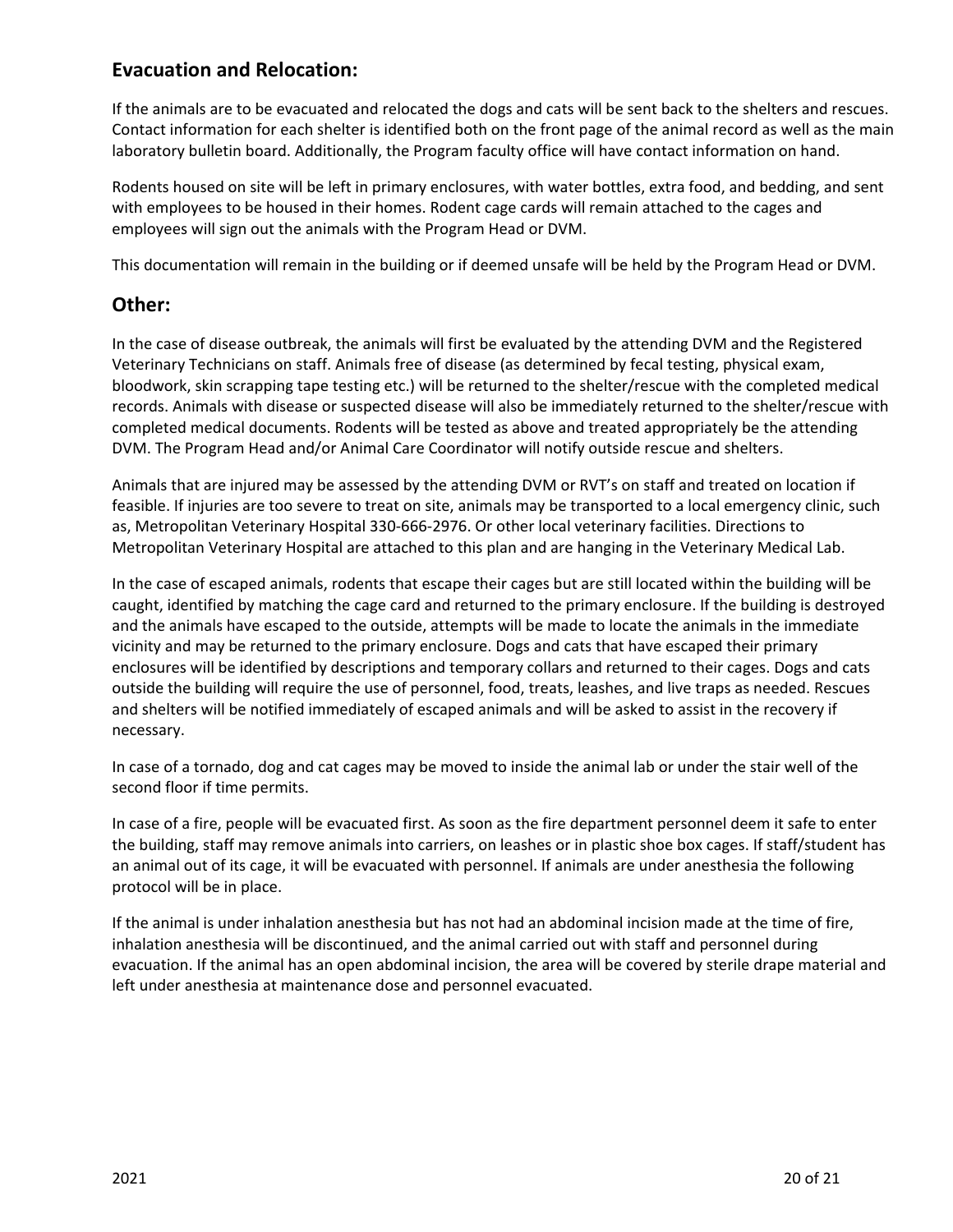## Evacuation and Relocation:

If the animals are to be evacuated and relocated the dogs and cats will be sent back to the shelters and rescues. Contact information for each shelter is identified both on the front page of the animal record as well as the main laboratory bulletin board. Additionally, the Program faculty office will have contact information on hand.

Rodents housed on site will be left in primary enclosures, with water bottles, extra food, and bedding, and sent with employees to be housed in their homes. Rodent cage cards will remain attached to the cages and employees will sign out the animals with the Program Head or DVM.

This documentation will remain in the building or if deemed unsafe will be held by the Program Head or DVM.

## Other:

In the case of disease outbreak, the animals will first be evaluated by the attending DVM and the Registered Veterinary Technicians on staff. Animals free of disease (as determined by fecal testing, physical exam, bloodwork, skin scrapping tape testing etc.) will be returned to the shelter/rescue with the completed medical records. Animals with disease or suspected disease will also be immediately returned to the shelter/rescue with completed medical documents. Rodents will be tested as above and treated appropriately be the attending DVM. The Program Head and/or Animal Care Coordinator will notify outside rescue and shelters.

Animals that are injured may be assessed by the attending DVM or RVT's on staff and treated on location if feasible. If injuries are too severe to treat on site, animals may be transported to a local emergency clinic, such as, Metropolitan Veterinary Hospital 330-666-2976. Or other local veterinary facilities. Directions to Metropolitan Veterinary Hospital are attached to this plan and are hanging in the Veterinary Medical Lab.

In the case of escaped animals, rodents that escape their cages but are still located within the building will be caught, identified by matching the cage card and returned to the primary enclosure. If the building is destroyed and the animals have escaped to the outside, attempts will be made to locate the animals in the immediate vicinity and may be returned to the primary enclosure. Dogs and cats that have escaped their primary enclosures will be identified by descriptions and temporary collars and returned to their cages. Dogs and cats outside the building will require the use of personnel, food, treats, leashes, and live traps as needed. Rescues and shelters will be notified immediately of escaped animals and will be asked to assist in the recovery if necessary.

In case of a tornado, dog and cat cages may be moved to inside the animal lab or under the stair well of the second floor if time permits.

In case of a fire, people will be evacuated first. As soon as the fire department personnel deem it safe to enter the building, staff may remove animals into carriers, on leashes or in plastic shoe box cages. If staff/student has an animal out of its cage, it will be evacuated with personnel. If animals are under anesthesia the following protocol will be in place.

If the animal is under inhalation anesthesia but has not had an abdominal incision made at the time of fire, inhalation anesthesia will be discontinued, and the animal carried out with staff and personnel during evacuation. If the animal has an open abdominal incision, the area will be covered by sterile drape material and left under anesthesia at maintenance dose and personnel evacuated.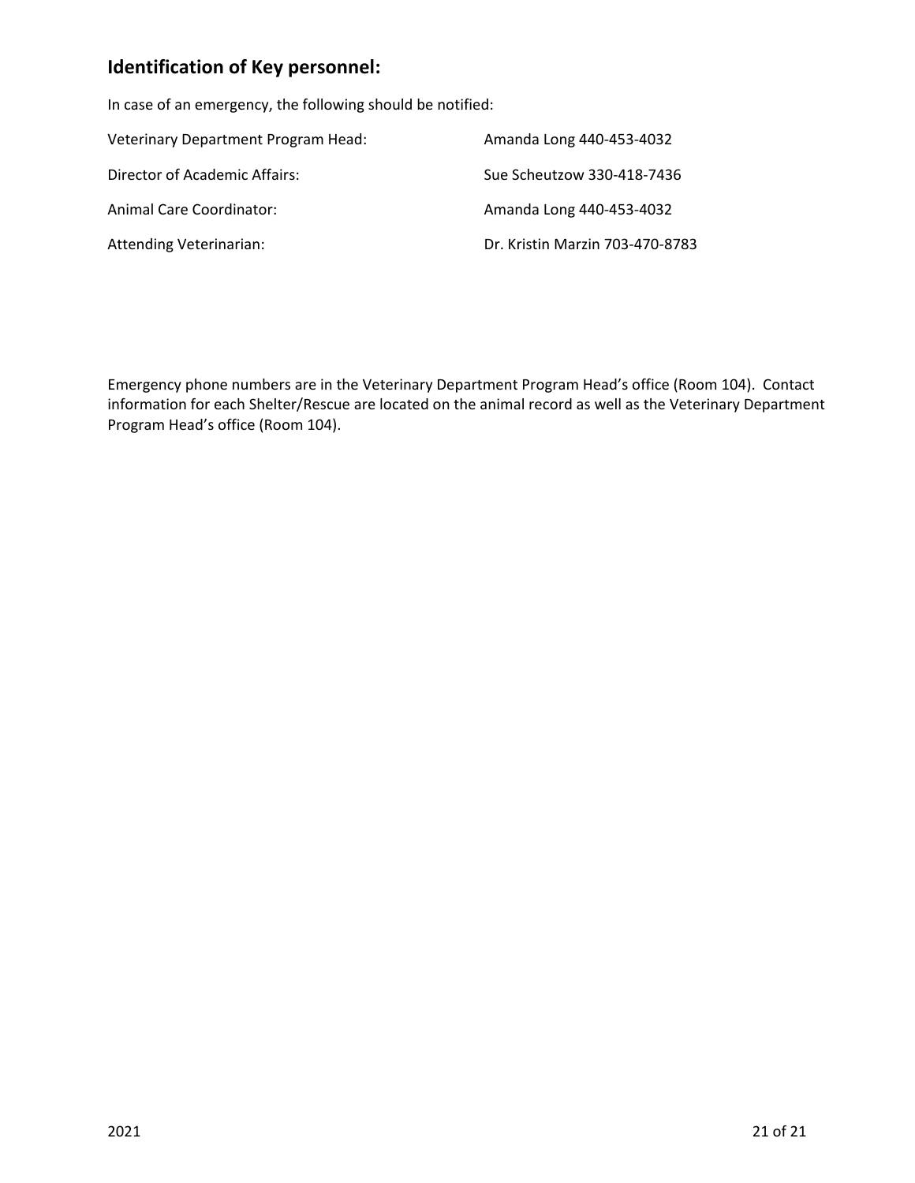## Identification of Key personnel:

In case of an emergency, the following should be notified:

| | |
|---|---|
| Veterinary Department Program Head: | Amanda Long 440-453-4032 |
| Director of Academic Affairs: | Sue Scheutzow 330-418-7436 |
| Animal Care Coordinator: | Amanda Long 440-453-4032 |
| Attending Veterinarian: | Dr. Kristin Marzin 703-470-8783 |

Emergency phone numbers are in the Veterinary Department Program Head's office (Room 104). Contact information for each Shelter/Rescue are located on the animal record as well as the Veterinary Department Program Head's office (Room 104).